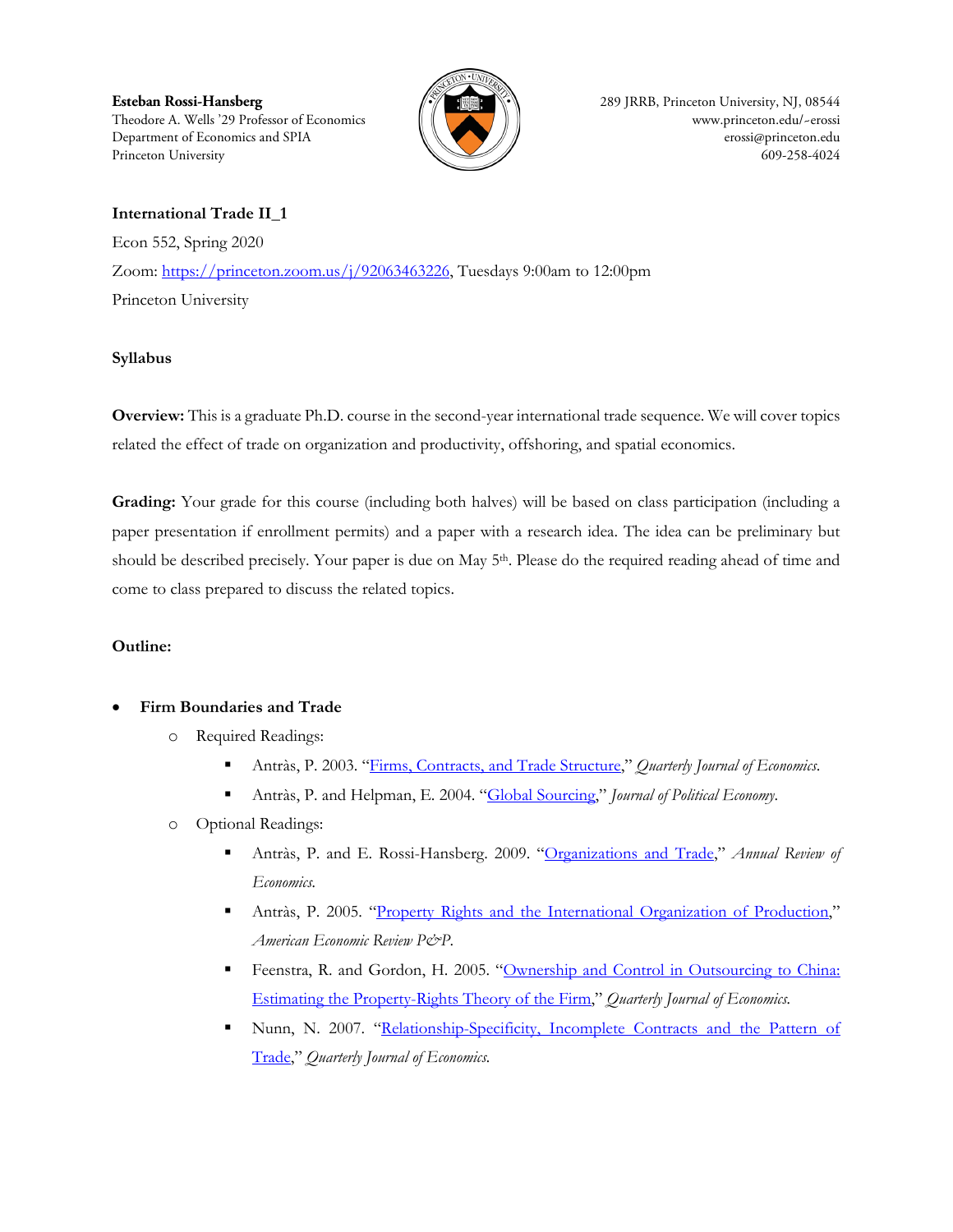**Esteban Rossi-Hansberg**
Theodore A. Wells '29 Professor of Economics
Department of Economics and SPIA
Princeton University

289 JRRB, Princeton University, NJ, 08544
www.princeton.edu/~erossi
erossi@princeton.edu
609-258-4024

**International Trade II_1**

Econ 552, Spring 2020

Zoom: [https://princeton.zoom.us/j/92063463226](https://princeton.zoom.us/j/92063463226), Tuesdays 9:00am to 12:00pm

Princeton University

**Syllabus**

**Overview:** This is a graduate Ph.D. course in the second-year international trade sequence. We will cover topics related the effect of trade on organization and productivity, offshoring, and spatial economics.

**Grading:** Your grade for this course (including both halves) will be based on class participation (including a paper presentation if enrollment permits) and a paper with a research idea. The idea can be preliminary but should be described precisely. Your paper is due on May 5th. Please do the required reading ahead of time and come to class prepared to discuss the related topics.

**Outline:**

- **Firm Boundaries and Trade**
  - Required Readings:
    - Antràs, P. 2003. "Firms, Contracts, and Trade Structure," *Quarterly Journal of Economics.*
    - Antràs, P. and Helpman, E. 2004. "Global Sourcing," *Journal of Political Economy.*
  - Optional Readings:
    - Antràs, P. and E. Rossi-Hansberg. 2009. "Organizations and Trade," *Annual Review of Economics.*
    - Antràs, P. 2005. "Property Rights and the International Organization of Production," *American Economic Review P&P.*
    - Feenstra, R. and Gordon, H. 2005. "Ownership and Control in Outsourcing to China: Estimating the Property-Rights Theory of the Firm," *Quarterly Journal of Economics.*
    - Nunn, N. 2007. "Relationship-Specificity, Incomplete Contracts and the Pattern of Trade," *Quarterly Journal of Economics.*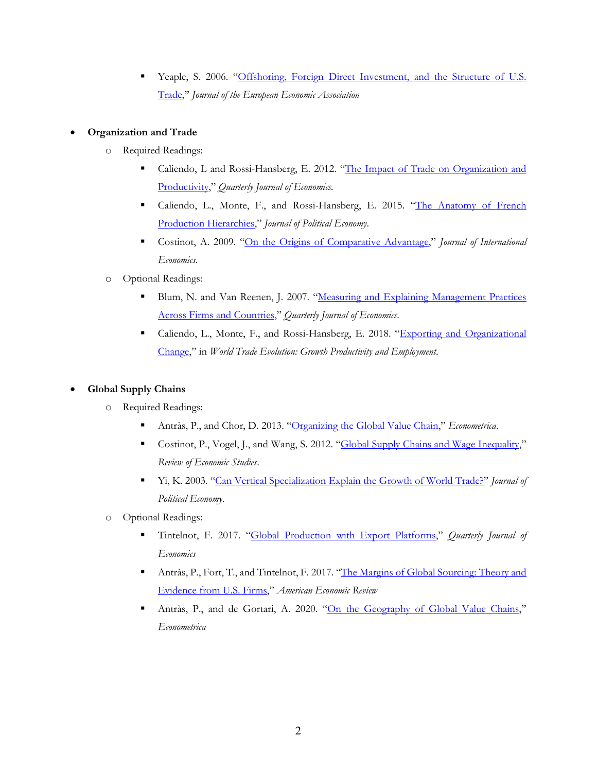- Yeaple, S. 2006. "Offshoring, Foreign Direct Investment, and the Structure of U.S. Trade," *Journal of the European Economic Association*

- **Organization and Trade**
  - Required Readings:
    - Caliendo, L and Rossi-Hansberg, E. 2012. "The Impact of Trade on Organization and Productivity," *Quarterly Journal of Economics.*
    - Caliendo, L., Monte, F., and Rossi-Hansberg, E. 2015. "The Anatomy of French Production Hierarchies," *Journal of Political Economy.*
    - Costinot, A. 2009. "On the Origins of Comparative Advantage," *Journal of International Economics.*
  - Optional Readings:
    - Blum, N. and Van Reenen, J. 2007. "Measuring and Explaining Management Practices Across Firms and Countries," *Quarterly Journal of Economics.*
    - Caliendo, L., Monte, F., and Rossi-Hansberg, E. 2018. "Exporting and Organizational Change," in *World Trade Evolution: Growth Productivity and Employment.*

- **Global Supply Chains**
  - Required Readings:
    - Antràs, P., and Chor, D. 2013. "Organizing the Global Value Chain," *Econometrica.*
    - Costinot, P., Vogel, J., and Wang, S. 2012. "Global Supply Chains and Wage Inequality," *Review of Economic Studies*.
    - Yi, K. 2003. "Can Vertical Specialization Explain the Growth of World Trade?" *Journal of Political Economy*.
  - Optional Readings:
    - Tintelnot, F. 2017. "Global Production with Export Platforms," *Quarterly Journal of Economics*
    - Antràs, P., Fort, T., and Tintelnot, F. 2017. "The Margins of Global Sourcing: Theory and Evidence from U.S. Firms," *American Economic Review*
    - Antràs, P., and de Gortari, A. 2020. "On the Geography of Global Value Chains," *Econometrica*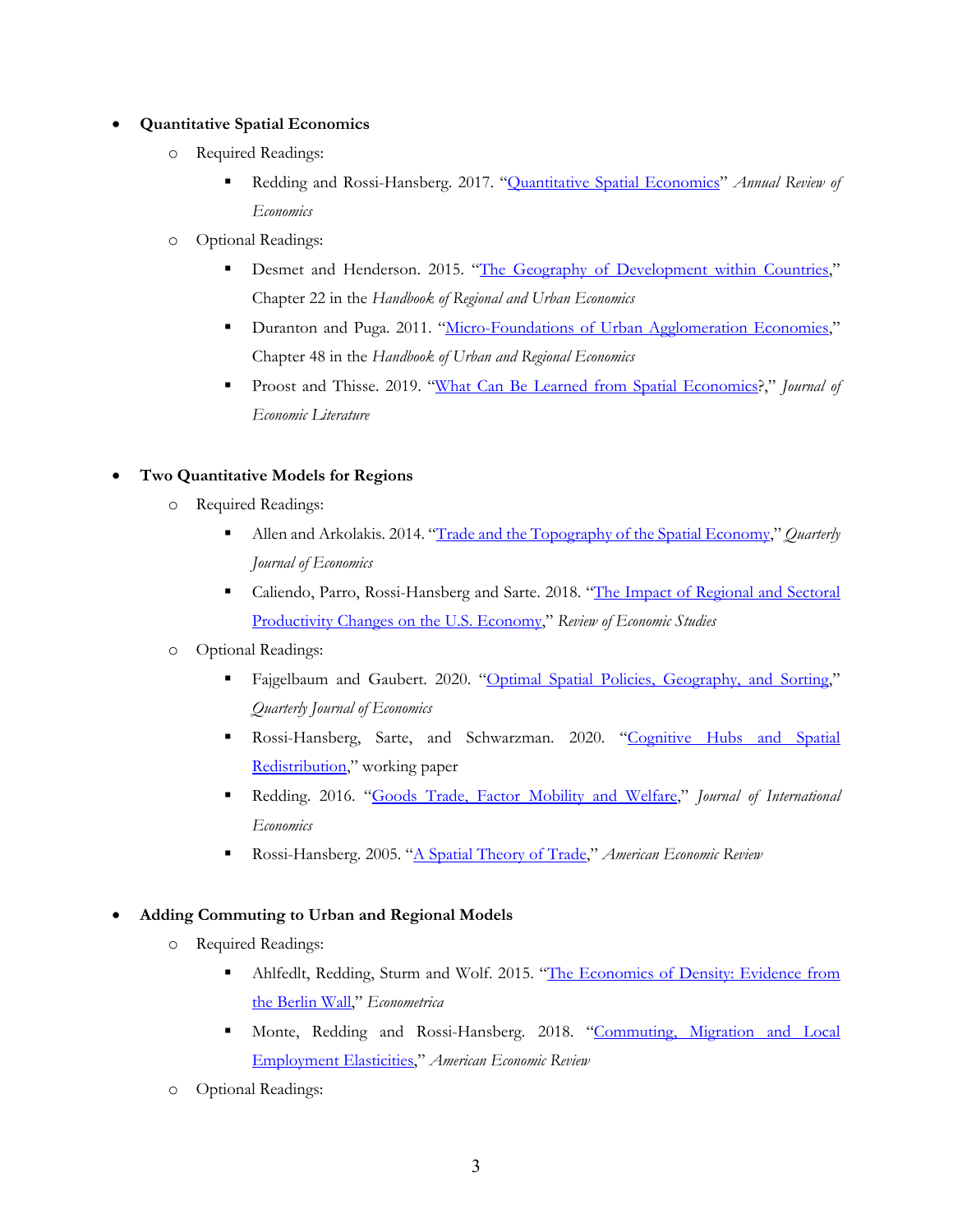- **Quantitative Spatial Economics**
  - Required Readings:
    - Redding and Rossi-Hansberg. 2017. "Quantitative Spatial Economics" *Annual Review of Economics*
  - Optional Readings:
    - Desmet and Henderson. 2015. "The Geography of Development within Countries," Chapter 22 in the *Handbook of Regional and Urban Economics*
    - Duranton and Puga. 2011. "Micro-Foundations of Urban Agglomeration Economies," Chapter 48 in the *Handbook of Urban and Regional Economics*
    - Proost and Thisse. 2019. "What Can Be Learned from Spatial Economics?," *Journal of Economic Literature*

- **Two Quantitative Models for Regions**
  - Required Readings:
    - Allen and Arkolakis. 2014. "Trade and the Topography of the Spatial Economy," *Quarterly Journal of Economics*
    - Caliendo, Parro, Rossi-Hansberg and Sarte. 2018. "The Impact of Regional and Sectoral Productivity Changes on the U.S. Economy," *Review of Economic Studies*
  - Optional Readings:
    - Fajgelbaum and Gaubert. 2020. "Optimal Spatial Policies, Geography, and Sorting," *Quarterly Journal of Economics*
    - Rossi-Hansberg, Sarte, and Schwarzman. 2020. "Cognitive Hubs and Spatial Redistribution," working paper
    - Redding. 2016. "Goods Trade, Factor Mobility and Welfare," *Journal of International Economics*
    - Rossi-Hansberg. 2005. "A Spatial Theory of Trade," *American Economic Review*

- **Adding Commuting to Urban and Regional Models**
  - Required Readings:
    - Ahlfedlt, Redding, Sturm and Wolf. 2015. "The Economics of Density: Evidence from the Berlin Wall," *Econometrica*
    - Monte, Redding and Rossi-Hansberg. 2018. "Commuting, Migration and Local Employment Elasticities," *American Economic Review*
  - Optional Readings: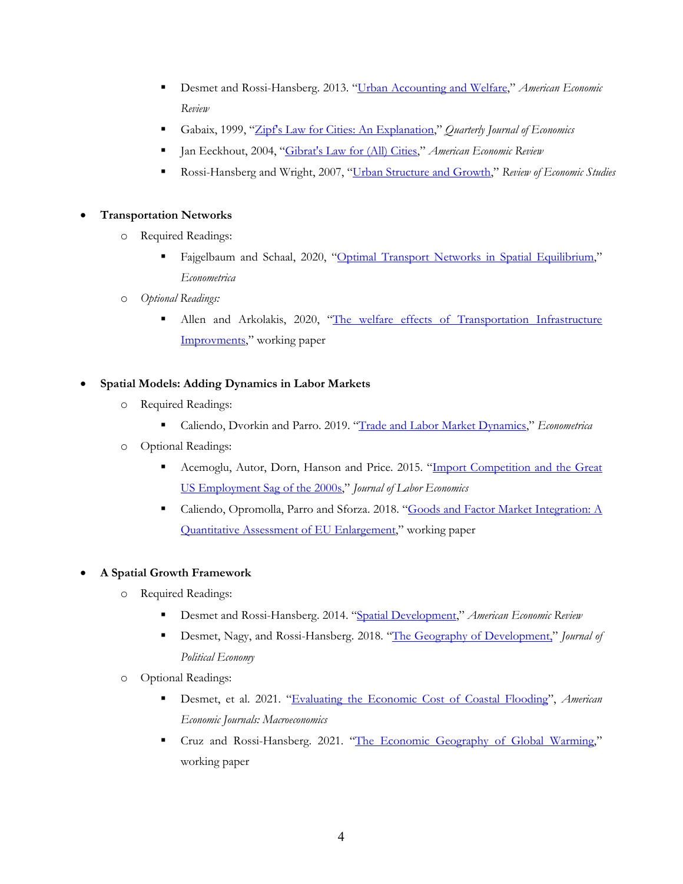- Desmet and Rossi-Hansberg. 2013. "[Urban Accounting and Welfare](#)," *American Economic Review*
  - Gabaix, 1999, "[Zipf's Law for Cities: An Explanation](#)," *Quarterly Journal of Economics*
  - Jan Eeckhout, 2004, "[Gibrat's Law for (All) Cities](#)," *American Economic Review*
  - Rossi-Hansberg and Wright, 2007, "[Urban Structure and Growth](#)," *Review of Economic Studies*

- **Transportation Networks**
  - Required Readings:
    - Fajgelbaum and Schaal, 2020, "[Optimal Transport Networks in Spatial Equilibrium](#)," *Econometrica*
  - *Optional Readings:*
    - Allen and Arkolakis, 2020, "[The welfare effects of Transportation Infrastructure Improvments](#)," working paper

- **Spatial Models: Adding Dynamics in Labor Markets**
  - Required Readings:
    - Caliendo, Dvorkin and Parro. 2019. "[Trade and Labor Market Dynamics](#)," *Econometrica*
  - Optional Readings:
    - Acemoglu, Autor, Dorn, Hanson and Price. 2015. "[Import Competition and the Great US Employment Sag of the 2000s](#)," *Journal of Labor Economics*
    - Caliendo, Opromolla, Parro and Sforza. 2018. "[Goods and Factor Market Integration: A Quantitative Assessment of EU Enlargement](#)," working paper

- **A Spatial Growth Framework**
  - Required Readings:
    - Desmet and Rossi-Hansberg. 2014. "[Spatial Development](#)," *American Economic Review*
    - Desmet, Nagy, and Rossi-Hansberg. 2018. "[The Geography of Development,](#)" *Journal of Political Economy*
  - Optional Readings:
    - Desmet, et al. 2021. "[Evaluating the Economic Cost of Coastal Flooding](#)", *American Economic Journals: Macroeconomics*
    - Cruz and Rossi-Hansberg. 2021. "[The Economic Geography of Global Warming](#)," working paper